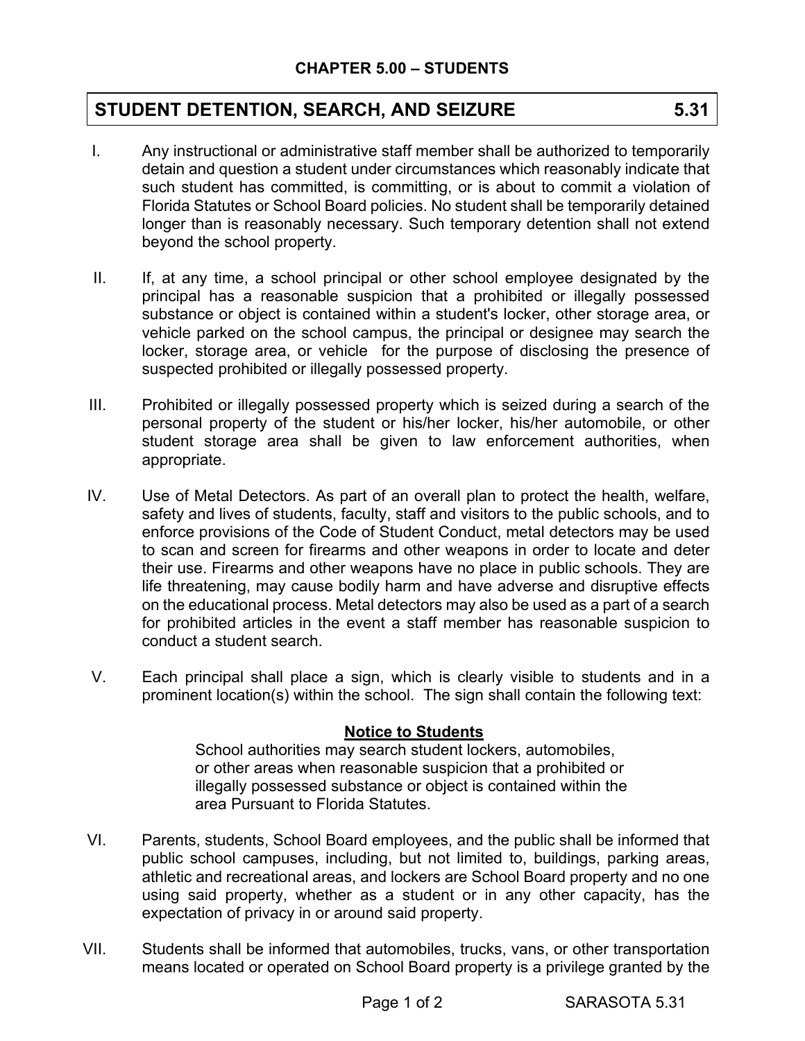## CHAPTER 5.00 – STUDENTS

## STUDENT DETENTION, SEARCH, AND SEIZURE 5.31

I. Any instructional or administrative staff member shall be authorized to temporarily detain and question a student under circumstances which reasonably indicate that such student has committed, is committing, or is about to commit a violation of Florida Statutes or School Board policies. No student shall be temporarily detained longer than is reasonably necessary. Such temporary detention shall not extend beyond the school property.

II. If, at any time, a school principal or other school employee designated by the principal has a reasonable suspicion that a prohibited or illegally possessed substance or object is contained within a student's locker, other storage area, or vehicle parked on the school campus, the principal or designee may search the locker, storage area, or vehicle for the purpose of disclosing the presence of suspected prohibited or illegally possessed property.

III. Prohibited or illegally possessed property which is seized during a search of the personal property of the student or his/her locker, his/her automobile, or other student storage area shall be given to law enforcement authorities, when appropriate.

IV. Use of Metal Detectors. As part of an overall plan to protect the health, welfare, safety and lives of students, faculty, staff and visitors to the public schools, and to enforce provisions of the Code of Student Conduct, metal detectors may be used to scan and screen for firearms and other weapons in order to locate and deter their use. Firearms and other weapons have no place in public schools. They are life threatening, may cause bodily harm and have adverse and disruptive effects on the educational process. Metal detectors may also be used as a part of a search for prohibited articles in the event a staff member has reasonable suspicion to conduct a student search.

V. Each principal shall place a sign, which is clearly visible to students and in a prominent location(s) within the school. The sign shall contain the following text:

**<u>Notice to Students</u>**

School authorities may search student lockers, automobiles, or other areas when reasonable suspicion that a prohibited or illegally possessed substance or object is contained within the area Pursuant to Florida Statutes.

VI. Parents, students, School Board employees, and the public shall be informed that public school campuses, including, but not limited to, buildings, parking areas, athletic and recreational areas, and lockers are School Board property and no one using said property, whether as a student or in any other capacity, has the expectation of privacy in or around said property.

VII. Students shall be informed that automobiles, trucks, vans, or other transportation means located or operated on School Board property is a privilege granted by the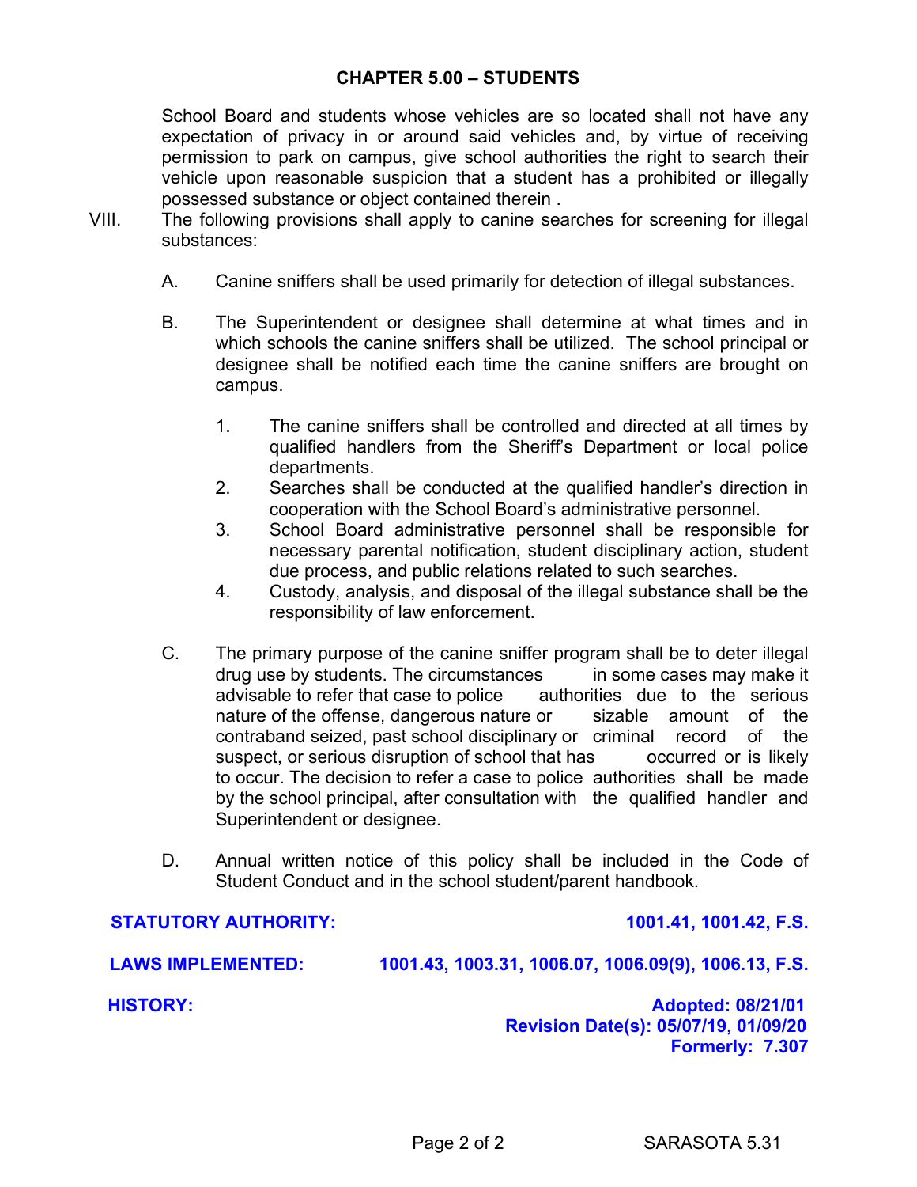School Board and students whose vehicles are so located shall not have any expectation of privacy in or around said vehicles and, by virtue of receiving permission to park on campus, give school authorities the right to search their vehicle upon reasonable suspicion that a student has a prohibited or illegally possessed substance or object contained therein .

VIII. The following provisions shall apply to canine searches for screening for illegal substances:

A. Canine sniffers shall be used primarily for detection of illegal substances.

B. The Superintendent or designee shall determine at what times and in which schools the canine sniffers shall be utilized. The school principal or designee shall be notified each time the canine sniffers are brought on campus.

1. The canine sniffers shall be controlled and directed at all times by qualified handlers from the Sheriff's Department or local police departments.
2. Searches shall be conducted at the qualified handler's direction in cooperation with the School Board's administrative personnel.
3. School Board administrative personnel shall be responsible for necessary parental notification, student disciplinary action, student due process, and public relations related to such searches.
4. Custody, analysis, and disposal of the illegal substance shall be the responsibility of law enforcement.

C. The primary purpose of the canine sniffer program shall be to deter illegal drug use by students. The circumstances in some cases may make it advisable to refer that case to police authorities due to the serious nature of the offense, dangerous nature or sizable amount of the contraband seized, past school disciplinary or criminal record of the suspect, or serious disruption of school that has occurred or is likely to occur. The decision to refer a case to police authorities shall be made by the school principal, after consultation with the qualified handler and Superintendent or designee.

D. Annual written notice of this policy shall be included in the Code of Student Conduct and in the school student/parent handbook.

**STATUTORY AUTHORITY:** **1001.41, 1001.42, F.S.**

**LAWS IMPLEMENTED:** **1001.43, 1003.31, 1006.07, 1006.09(9), 1006.13, F.S.**

**HISTORY:** **Adopted: 08/21/01**
**Revision Date(s): 05/07/19, 01/09/20**
**Formerly: 7.307**